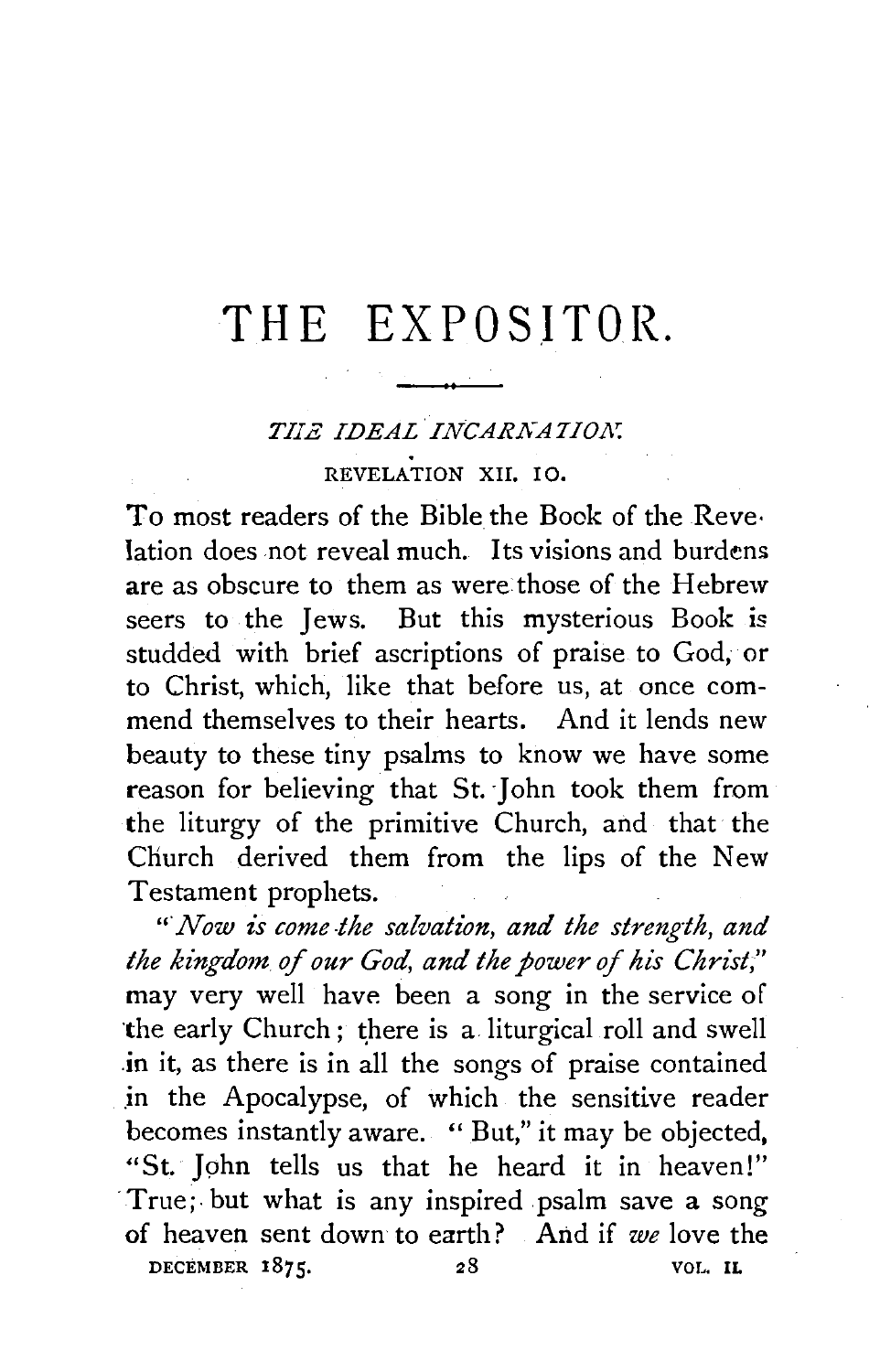# THE EXPOSITOR.

## *THE IDEAL INCARNATION.*

REVELATION XII. 10.

To most readers of the Bible the Book of the Revelation does not reveal much. Its visions and burdens are as obscure to them as were those of the Hebrew seers to the Jews. But this mysterious Book is studded with brief ascriptions of praise to God, or to Christ, which, like that before us, at once commend themselves to their hearts. And it lends new beauty to these tiny psalms to know we have some reason for believing that St. John took them from the liturgy of the primitive Church, and that the Church derived them from the lips of the New Testament prophets.

"*Now is come the salvation, and the strength, and the kingdom of our God, and the power of his Christ,*" may very well have been a song in the service of the early Church; there is a liturgical roll and swell in it, as there is in all the songs of praise contained in the Apocalypse, of which the sensitive reader becomes instantly aware. "But," it may be objected, "St. John tells us that he heard it in heaven!" True; but what is any inspired psalm save a song of heaven sent down to earth? And if *we* love the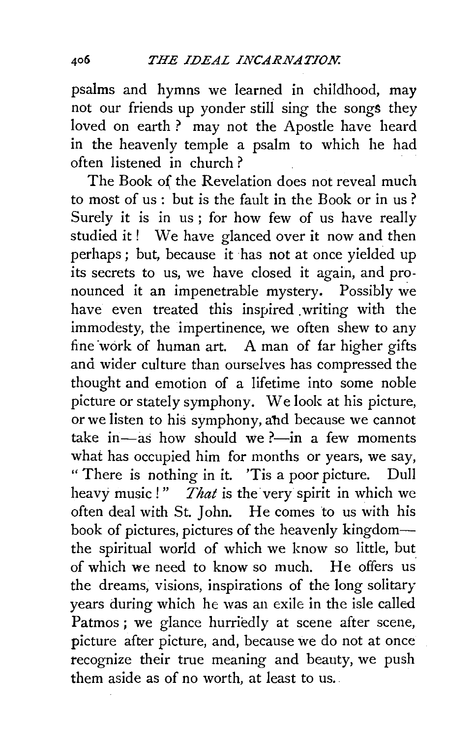psalms and hymns we learned in childhood, may not our friends up yonder still sing the songs they loved on earth? may not the Apostle have heard in the heavenly temple a psalm to which he had often listened in church?

The Book of the Revelation does not reveal much to most of us: but is the fault in the Book or in us? Surely it is in us; for how few of us have really studied it! We have glanced over it now and then perhaps; but, because it has not at once yielded up its secrets to us, we have closed it again, and pronounced it an impenetrable mystery. Possibly we have even treated this inspired writing with the immodesty, the impertinence, we often shew to any fine work of human art. A man of far higher gifts and wider culture than ourselves has compressed the thought and emotion of a lifetime into some noble picture or stately symphony. We look at his picture, or we listen to his symphony, and because we cannot take in—as how should we?—in a few moments what has occupied him for months or years, we say, "There is nothing in it. 'Tis a poor picture. Dull heavy music!" *That* is the very spirit in which we often deal with St. John. He comes to us with his book of pictures, pictures of the heavenly kingdom—the spiritual world of which we know so little, but of which we need to know so much. He offers us the dreams, visions, inspirations of the long solitary years during which he was an exile in the isle called Patmos; we glance hurriedly at scene after scene, picture after picture, and, because we do not at once recognize their true meaning and beauty, we push them aside as of no worth, at least to us.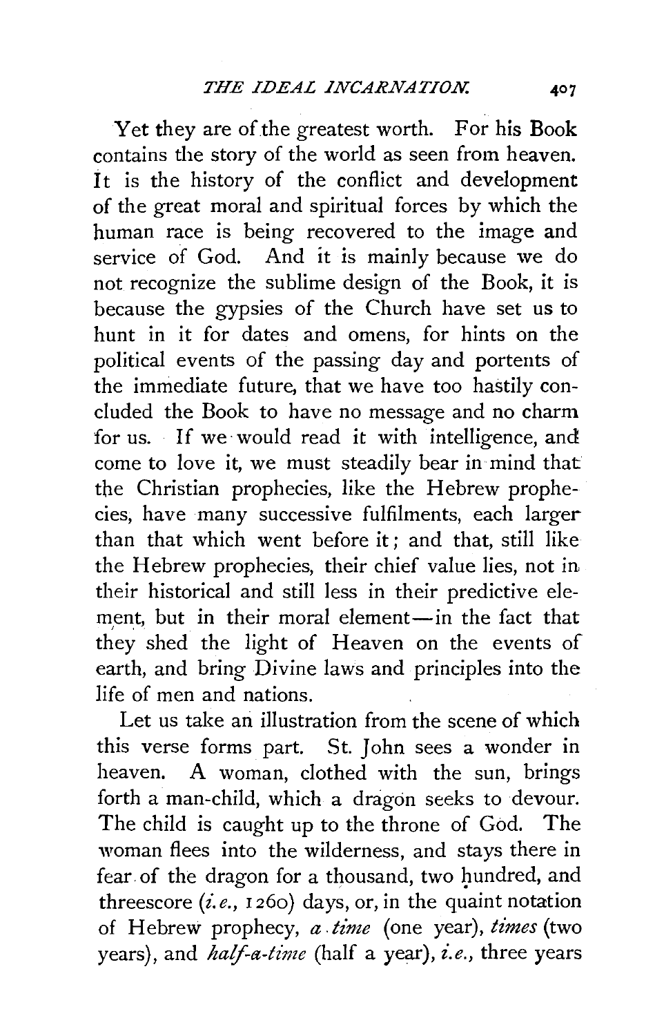Yet they are of the greatest worth. For his Book contains the story of the world as seen from heaven. It is the history of the conflict and development of the great moral and spiritual forces by which the human race is being recovered to the image and service of God. And it is mainly because we do not recognize the sublime design of the Book, it is because the gypsies of the Church have set us to hunt in it for dates and omens, for hints on the political events of the passing day and portents of the immediate future, that we have too hastily concluded the Book to have no message and no charm for us. If we would read it with intelligence, and come to love it, we must steadily bear in mind that the Christian prophecies, like the Hebrew prophecies, have many successive fulfilments, each larger than that which went before it; and that, still like the Hebrew prophecies, their chief value lies, not in their historical and still less in their predictive element, but in their moral element—in the fact that they shed the light of Heaven on the events of earth, and bring Divine laws and principles into the life of men and nations.

Let us take an illustration from the scene of which this verse forms part. St. John sees a wonder in heaven. A woman, clothed with the sun, brings forth a man-child, which a dragon seeks to devour. The child is caught up to the throne of God. The woman flees into the wilderness, and stays there in fear of the dragon for a thousand, two hundred, and threescore (*i.e.*, 1260) days, or, in the quaint notation of Hebrew prophecy, *a time* (one year), *times* (two years), and *half-a-time* (half a year), *i.e.*, three years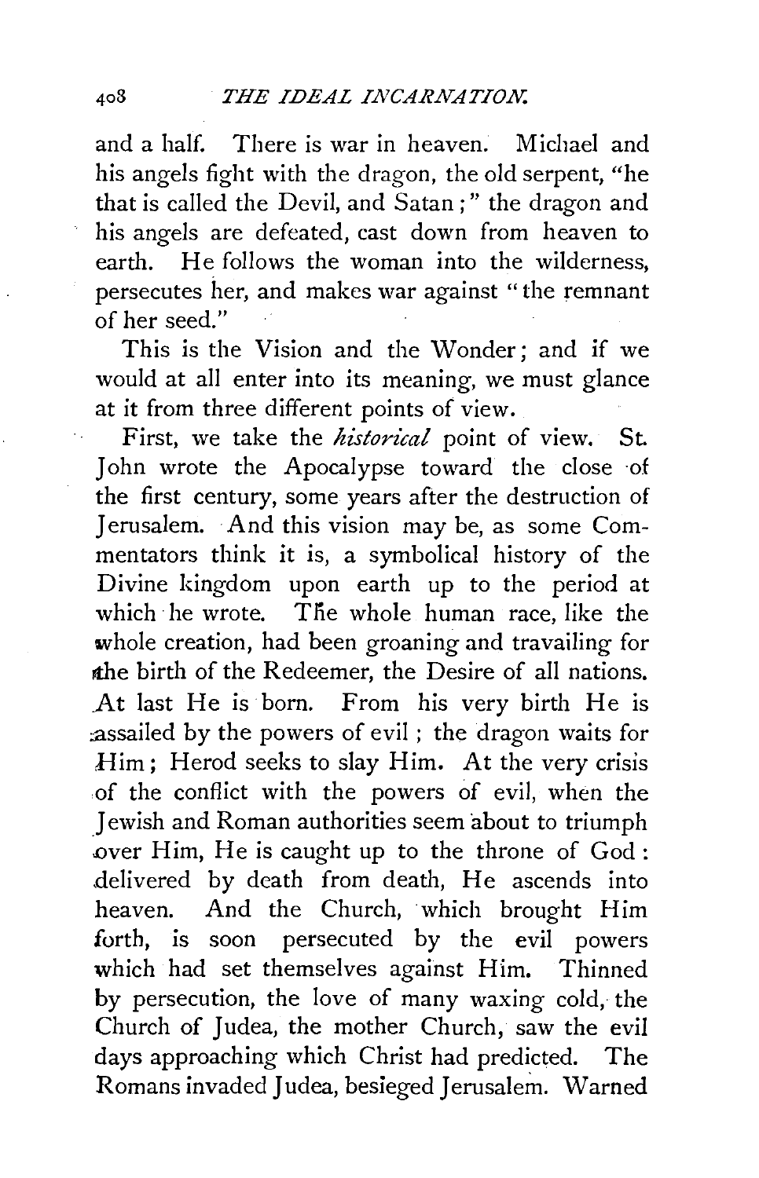and a half. There is war in heaven. Michael and his angels fight with the dragon, the old serpent, "he that is called the Devil, and Satan;" the dragon and his angels are defeated, cast down from heaven to earth. He follows the woman into the wilderness, persecutes her, and makes war against "the remnant of her seed."

This is the Vision and the Wonder; and if we would at all enter into its meaning, we must glance at it from three different points of view.

First, we take the *historical* point of view. St. John wrote the Apocalypse toward the close of the first century, some years after the destruction of Jerusalem. And this vision may be, as some Commentators think it is, a symbolical history of the Divine kingdom upon earth up to the period at which he wrote. The whole human race, like the whole creation, had been groaning and travailing for the birth of the Redeemer, the Desire of all nations. At last He is born. From his very birth He is assailed by the powers of evil; the dragon waits for Him; Herod seeks to slay Him. At the very crisis of the conflict with the powers of evil, when the Jewish and Roman authorities seem about to triumph over Him, He is caught up to the throne of God: delivered by death from death, He ascends into heaven. And the Church, which brought Him forth, is soon persecuted by the evil powers which had set themselves against Him. Thinned by persecution, the love of many waxing cold, the Church of Judea, the mother Church, saw the evil days approaching which Christ had predicted. The Romans invaded Judea, besieged Jerusalem. Warned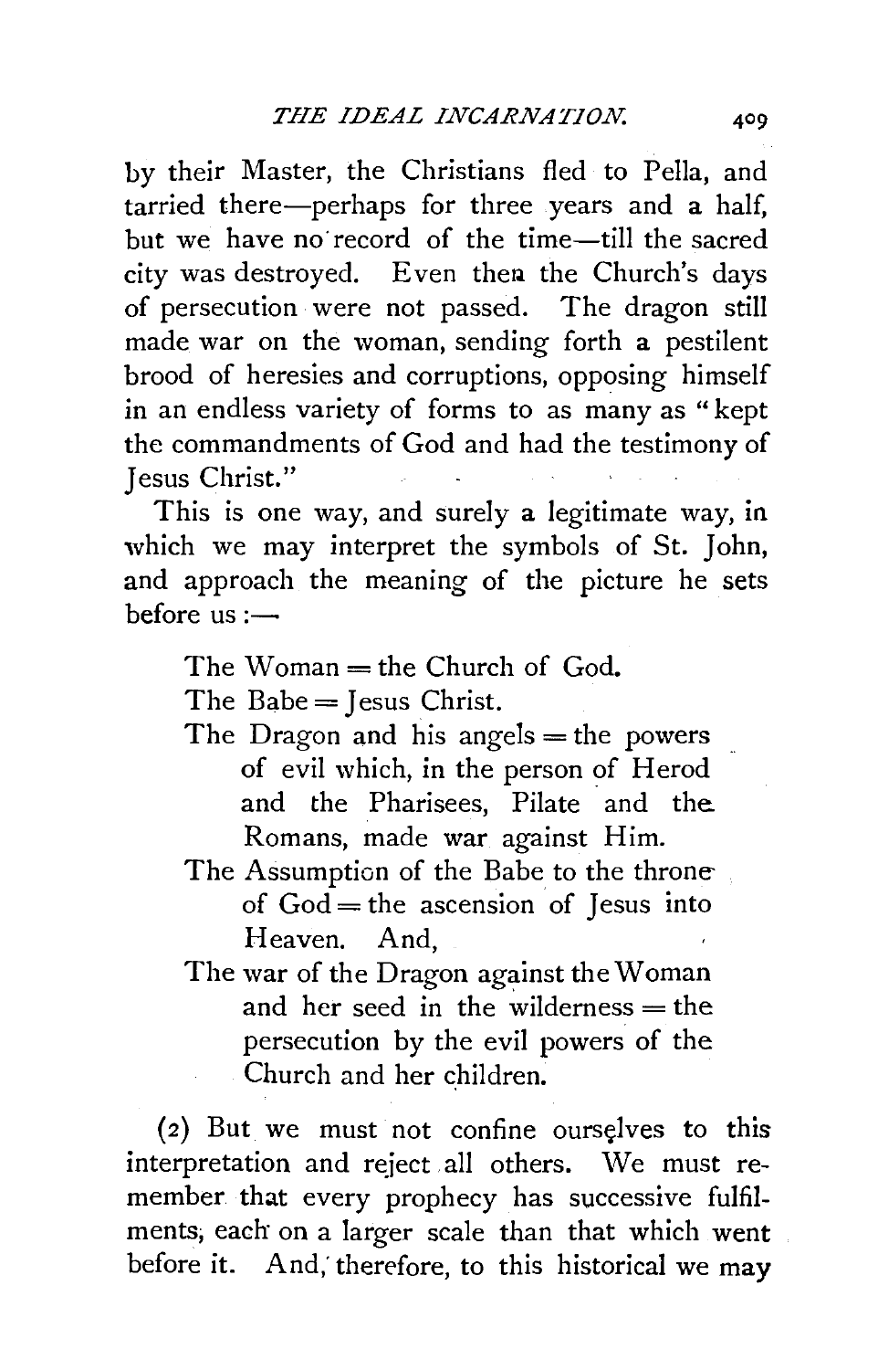by their Master, the Christians fled to Pella, and tarried there—perhaps for three years and a half, but we have no record of the time—till the sacred city was destroyed. Even then the Church's days of persecution were not passed. The dragon still made war on the woman, sending forth a pestilent brood of heresies and corruptions, opposing himself in an endless variety of forms to as many as "kept the commandments of God and had the testimony of Jesus Christ."

This is one way, and surely a legitimate way, in which we may interpret the symbols of St. John, and approach the meaning of the picture he sets before us:—

> The Woman = the Church of God.
>
> The Babe = Jesus Christ.
>
> The Dragon and his angels = the powers of evil which, in the person of Herod and the Pharisees, Pilate and the Romans, made war against Him.
>
> The Assumption of the Babe to the throne of God = the ascension of Jesus into Heaven. And,
>
> The war of the Dragon against the Woman and her seed in the wilderness = the persecution by the evil powers of the Church and her children.

(2) But we must not confine ourselves to this interpretation and reject all others. We must remember that every prophecy has successive fulfilments, each on a larger scale than that which went before it. And, therefore, to this historical we may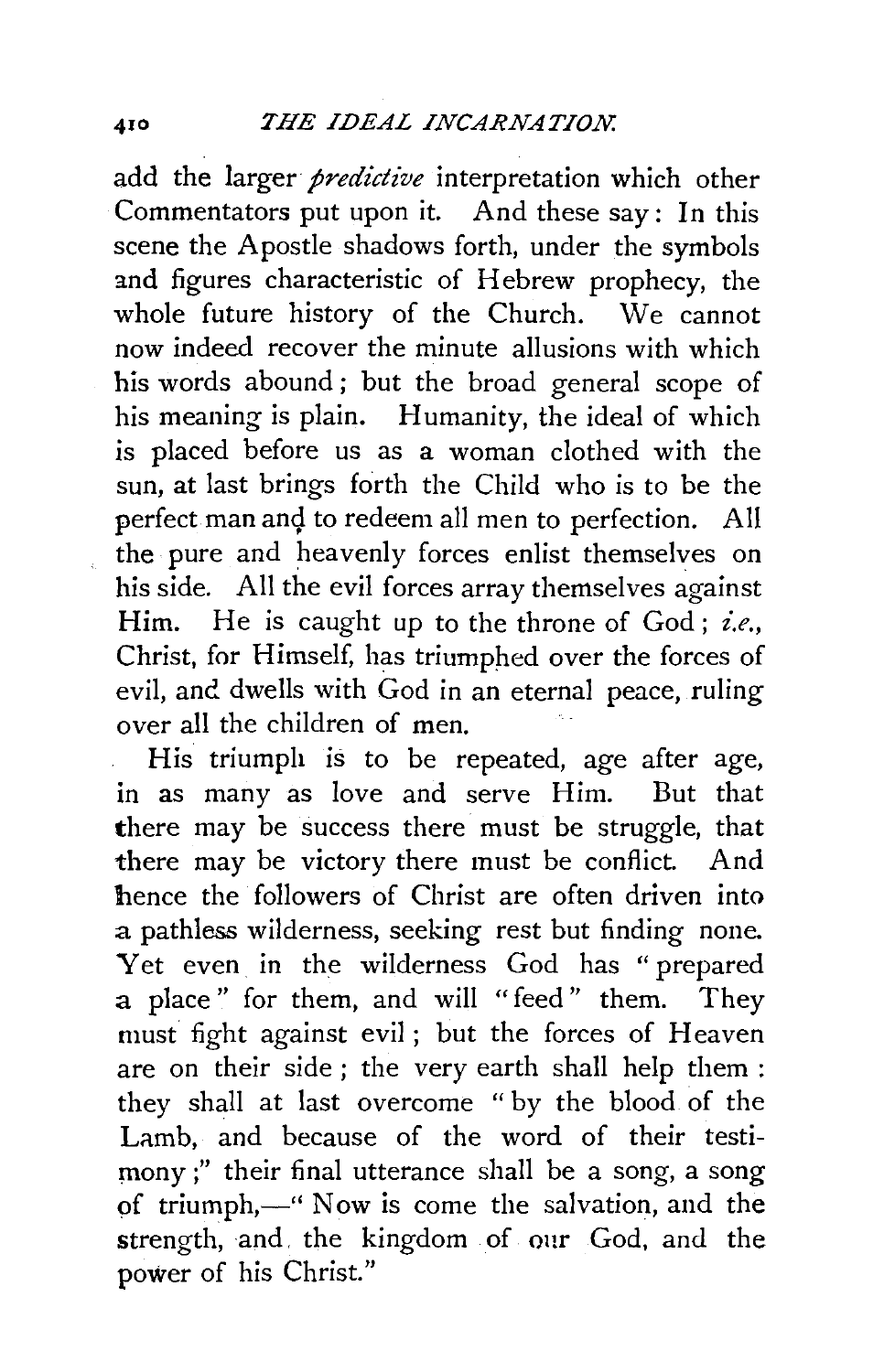add the larger *predictive* interpretation which other Commentators put upon it. And these say: In this scene the Apostle shadows forth, under the symbols and figures characteristic of Hebrew prophecy, the whole future history of the Church. We cannot now indeed recover the minute allusions with which his words abound; but the broad general scope of his meaning is plain. Humanity, the ideal of which is placed before us as a woman clothed with the sun, at last brings forth the Child who is to be the perfect man and to redeem all men to perfection. All the pure and heavenly forces enlist themselves on his side. All the evil forces array themselves against Him. He is caught up to the throne of God; *i.e.*, Christ, for Himself, has triumphed over the forces of evil, and dwells with God in an eternal peace, ruling over all the children of men.

His triumph is to be repeated, age after age, in as many as love and serve Him. But that there may be success there must be struggle, that there may be victory there must be conflict. And hence the followers of Christ are often driven into a pathless wilderness, seeking rest but finding none. Yet even in the wilderness God has "prepared a place" for them, and will "feed" them. They must fight against evil; but the forces of Heaven are on their side; the very earth shall help them: they shall at last overcome "by the blood of the Lamb, and because of the word of their testimony;" their final utterance shall be a song, a song of triumph,—"Now is come the salvation, and the strength, and the kingdom of our God, and the power of his Christ."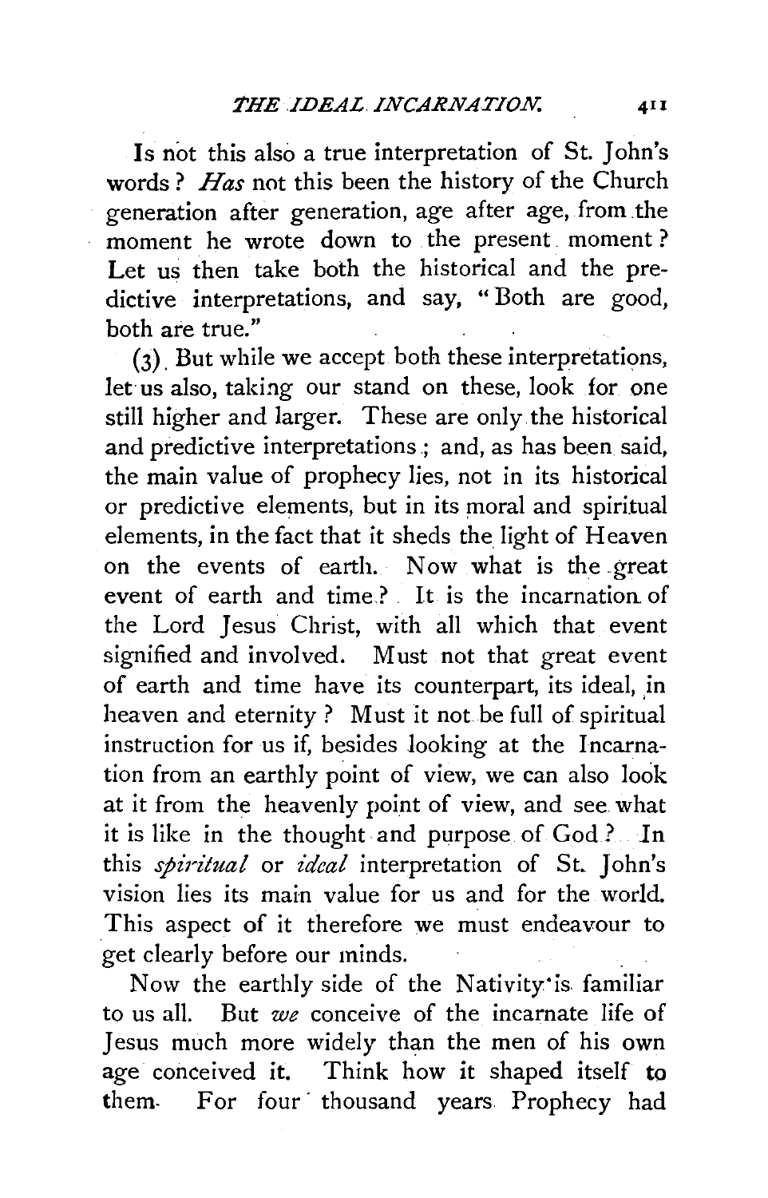Is not this also a true interpretation of St. John's words? *Has* not this been the history of the Church generation after generation, age after age, from the moment he wrote down to the present moment? Let us then take both the historical and the predictive interpretations, and say, "Both are good, both are true."

(3). But while we accept both these interpretations, let us also, taking our stand on these, look for one still higher and larger. These are only the historical and predictive interpretations; and, as has been said, the main value of prophecy lies, not in its historical or predictive elements, but in its moral and spiritual elements, in the fact that it sheds the light of Heaven on the events of earth. Now what is the great event of earth and time? It is the incarnation of the Lord Jesus Christ, with all which that event signified and involved. Must not that great event of earth and time have its counterpart, its ideal, in heaven and eternity? Must it not be full of spiritual instruction for us if, besides looking at the Incarnation from an earthly point of view, we can also look at it from the heavenly point of view, and see what it is like in the thought and purpose of God? In this *spiritual* or *ideal* interpretation of St. John's vision lies its main value for us and for the world. This aspect of it therefore we must endeavour to get clearly before our minds.

Now the earthly side of the Nativity is familiar to us all. But *we* conceive of the incarnate life of Jesus much more widely than the men of his own age conceived it. Think how it shaped itself to them. For four thousand years Prophecy had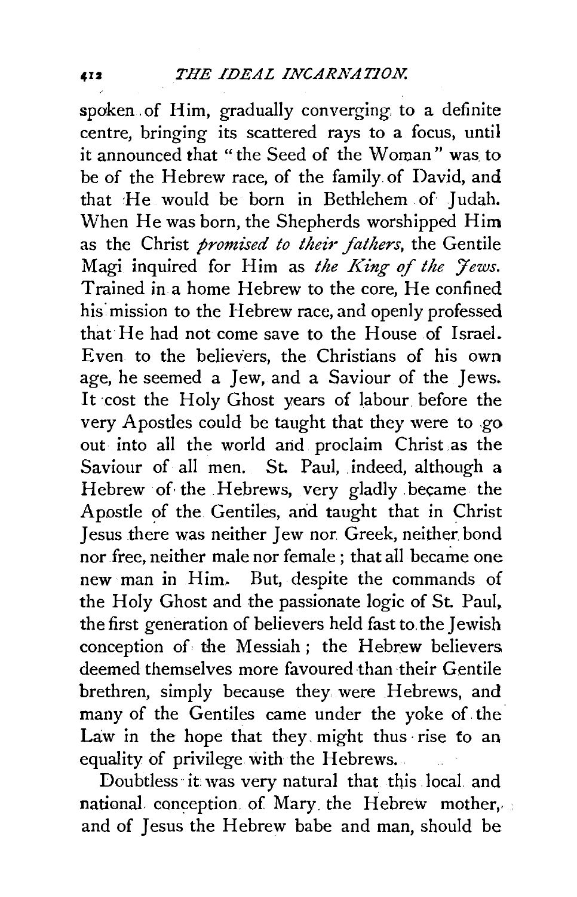spoken of Him, gradually converging to a definite centre, bringing its scattered rays to a focus, until it announced that "the Seed of the Woman" was to be of the Hebrew race, of the family of David, and that He would be born in Bethlehem of Judah. When He was born, the Shepherds worshipped Him as the Christ *promised to their fathers*, the Gentile Magi inquired for Him as *the King of the Jews.* Trained in a home Hebrew to the core, He confined his mission to the Hebrew race, and openly professed that He had not come save to the House of Israel. Even to the believers, the Christians of his own age, he seemed a Jew, and a Saviour of the Jews. It cost the Holy Ghost years of labour before the very Apostles could be taught that they were to go out into all the world and proclaim Christ as the Saviour of all men. St. Paul, indeed, although a Hebrew of the Hebrews, very gladly became the Apostle of the Gentiles, and taught that in Christ Jesus there was neither Jew nor Greek, neither bond nor free, neither male nor female; that all became one new man in Him. But, despite the commands of the Holy Ghost and the passionate logic of St. Paul, the first generation of believers held fast to the Jewish conception of the Messiah; the Hebrew believers deemed themselves more favoured than their Gentile brethren, simply because they were Hebrews, and many of the Gentiles came under the yoke of the Law in the hope that they might thus rise to an equality of privilege with the Hebrews.

Doubtless it was very natural that this local and national conception of Mary the Hebrew mother, and of Jesus the Hebrew babe and man, should be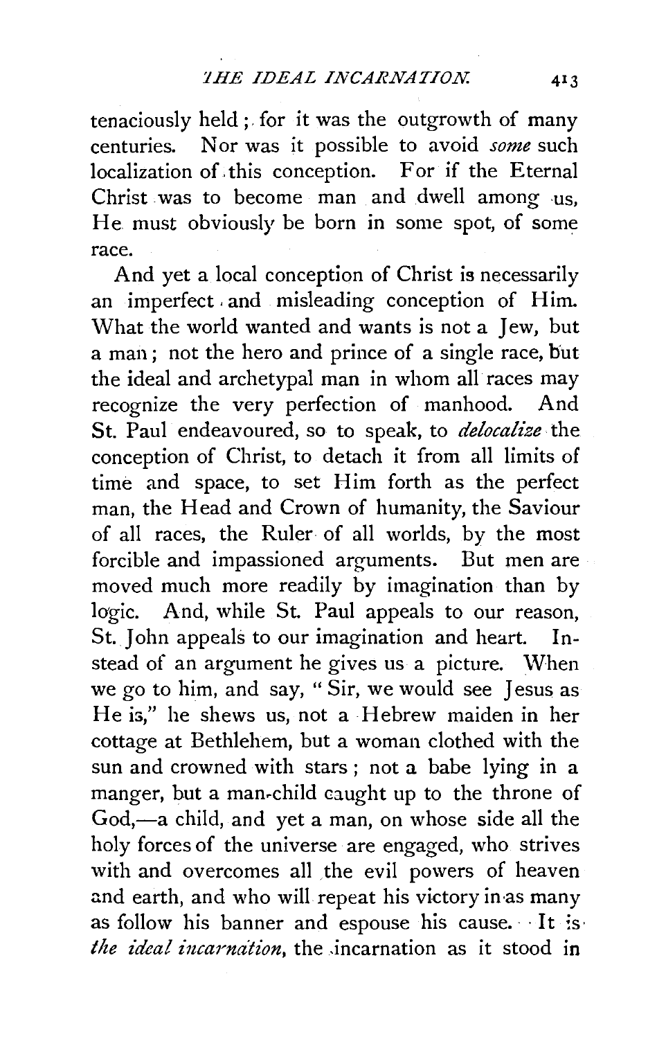tenaciously held; for it was the outgrowth of many centuries. Nor was it possible to avoid *some* such localization of this conception. For if the Eternal Christ was to become man and dwell among us, He must obviously be born in some spot, of some race.

And yet a local conception of Christ is necessarily an imperfect and misleading conception of Him. What the world wanted and wants is not a Jew, but a man; not the hero and prince of a single race, but the ideal and archetypal man in whom all races may recognize the very perfection of manhood. And St. Paul endeavoured, so to speak, to *delocalize* the conception of Christ, to detach it from all limits of time and space, to set Him forth as the perfect man, the Head and Crown of humanity, the Saviour of all races, the Ruler of all worlds, by the most forcible and impassioned arguments. But men are moved much more readily by imagination than by logic. And, while St. Paul appeals to our reason, St. John appeals to our imagination and heart. Instead of an argument he gives us a picture. When we go to him, and say, "Sir, we would see Jesus as He is," he shews us, not a Hebrew maiden in her cottage at Bethlehem, but a woman clothed with the sun and crowned with stars; not a babe lying in a manger, but a man-child caught up to the throne of God,—a child, and yet a man, on whose side all the holy forces of the universe are engaged, who strives with and overcomes all the evil powers of heaven and earth, and who will repeat his victory in as many as follow his banner and espouse his cause. It is *the ideal incarnation*, the incarnation as it stood in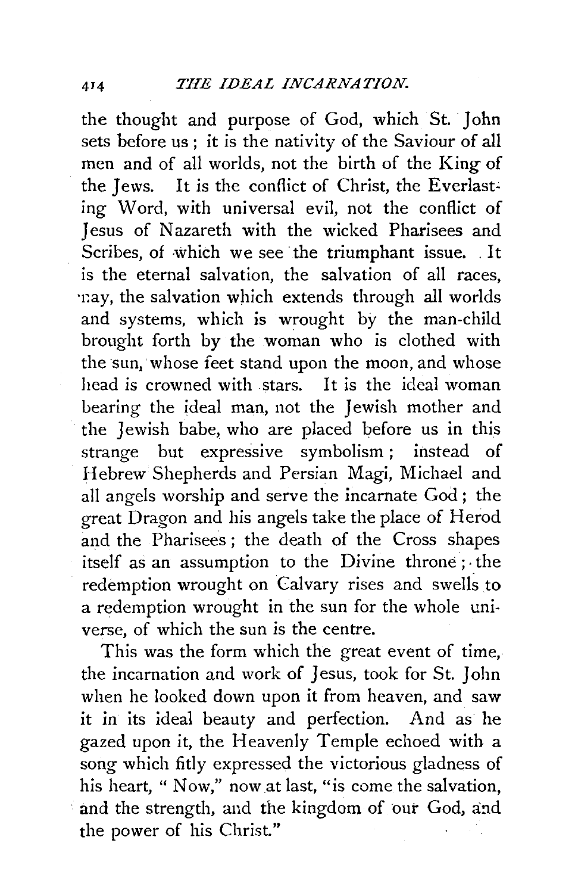the thought and purpose of God, which St. John sets before us; it is the nativity of the Saviour of all men and of all worlds, not the birth of the King of the Jews. It is the conflict of Christ, the Everlasting Word, with universal evil, not the conflict of Jesus of Nazareth with the wicked Pharisees and Scribes, of which we see the triumphant issue. It is the eternal salvation, the salvation of all races, nay, the salvation which extends through all worlds and systems, which is wrought by the man-child brought forth by the woman who is clothed with the sun, whose feet stand upon the moon, and whose head is crowned with stars. It is the ideal woman bearing the ideal man, not the Jewish mother and the Jewish babe, who are placed before us in this strange but expressive symbolism; instead of Hebrew Shepherds and Persian Magi, Michael and all angels worship and serve the incarnate God; the great Dragon and his angels take the place of Herod and the Pharisees; the death of the Cross shapes itself as an assumption to the Divine throne; the redemption wrought on Calvary rises and swells to a redemption wrought in the sun for the whole universe, of which the sun is the centre.

This was the form which the great event of time, the incarnation and work of Jesus, took for St. John when he looked down upon it from heaven, and saw it in its ideal beauty and perfection. And as he gazed upon it, the Heavenly Temple echoed with a song which fitly expressed the victorious gladness of his heart, "Now," now at last, "is come the salvation, and the strength, and the kingdom of our God, and the power of his Christ."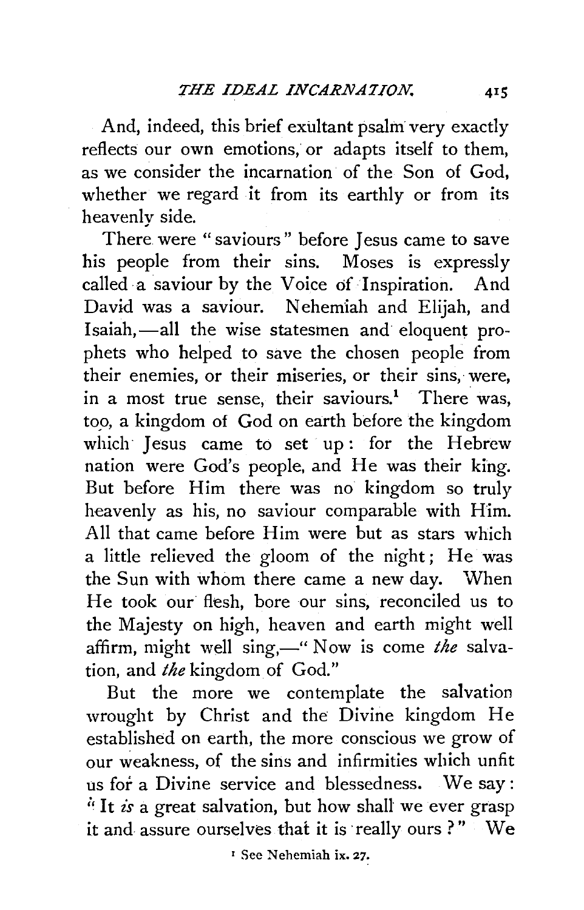And, indeed, this brief exultant psalm very exactly reflects our own emotions, or adapts itself to them, as we consider the incarnation of the Son of God, whether we regard it from its earthly or from its heavenly side.

There were "saviours" before Jesus came to save his people from their sins. Moses is expressly called a saviour by the Voice of Inspiration. And David was a saviour. Nehemiah and Elijah, and Isaiah,—all the wise statesmen and eloquent prophets who helped to save the chosen people from their enemies, or their miseries, or their sins, were, in a most true sense, their saviours.[1] There was, too, a kingdom of God on earth before the kingdom which Jesus came to set up: for the Hebrew nation were God's people, and He was their king. But before Him there was no kingdom so truly heavenly as his, no saviour comparable with Him. All that came before Him were but as stars which a little relieved the gloom of the night; He was the Sun with whom there came a new day. When He took our flesh, bore our sins, reconciled us to the Majesty on high, heaven and earth might well affirm, might well sing,—"Now is come *the* salvation, and *the* kingdom of God."

But the more we contemplate the salvation wrought by Christ and the Divine kingdom He established on earth, the more conscious we grow of our weakness, of the sins and infirmities which unfit us for a Divine service and blessedness. We say: "It *is* a great salvation, but how shall we ever grasp it and assure ourselves that it is really ours?" We

[1] See Nehemiah ix. 27.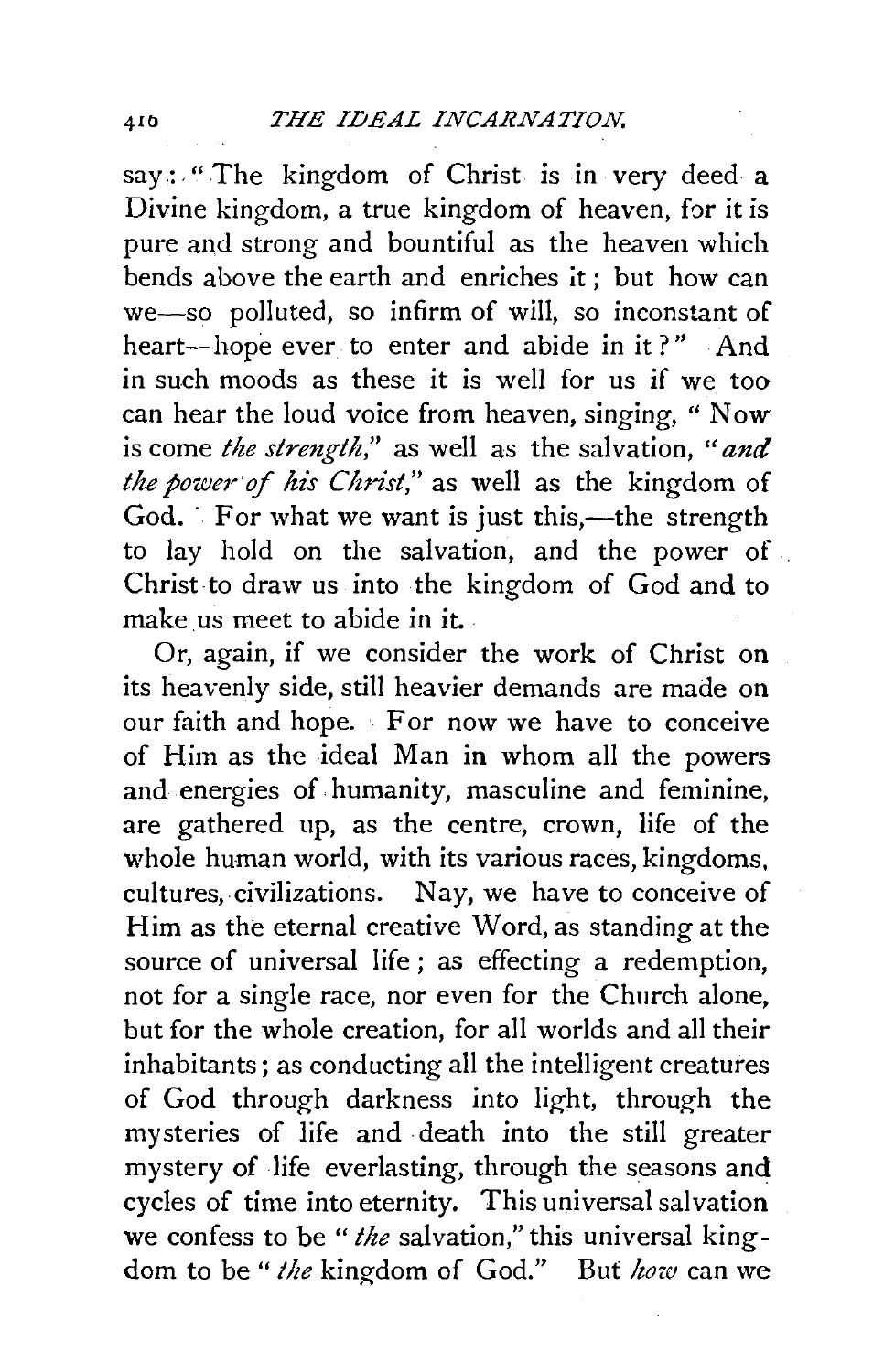say: "The kingdom of Christ is in very deed a Divine kingdom, a true kingdom of heaven, for it is pure and strong and bountiful as the heaven which bends above the earth and enriches it; but how can we—so polluted, so infirm of will, so inconstant of heart—hope ever to enter and abide in it?" And in such moods as these it is well for us if we too can hear the loud voice from heaven, singing, "Now is come *the strength*," as well as the salvation, "*and the power of his Christ*," as well as the kingdom of God. For what we want is just this,—the strength to lay hold on the salvation, and the power of Christ to draw us into the kingdom of God and to make us meet to abide in it.

Or, again, if we consider the work of Christ on its heavenly side, still heavier demands are made on our faith and hope. For now we have to conceive of Him as the ideal Man in whom all the powers and energies of humanity, masculine and feminine, are gathered up, as the centre, crown, life of the whole human world, with its various races, kingdoms, cultures, civilizations. Nay, we have to conceive of Him as the eternal creative Word, as standing at the source of universal life; as effecting a redemption, not for a single race, nor even for the Church alone, but for the whole creation, for all worlds and all their inhabitants; as conducting all the intelligent creatures of God through darkness into light, through the mysteries of life and death into the still greater mystery of life everlasting, through the seasons and cycles of time into eternity. This universal salvation we confess to be "*the* salvation," this universal kingdom to be "*the* kingdom of God." But *how* can we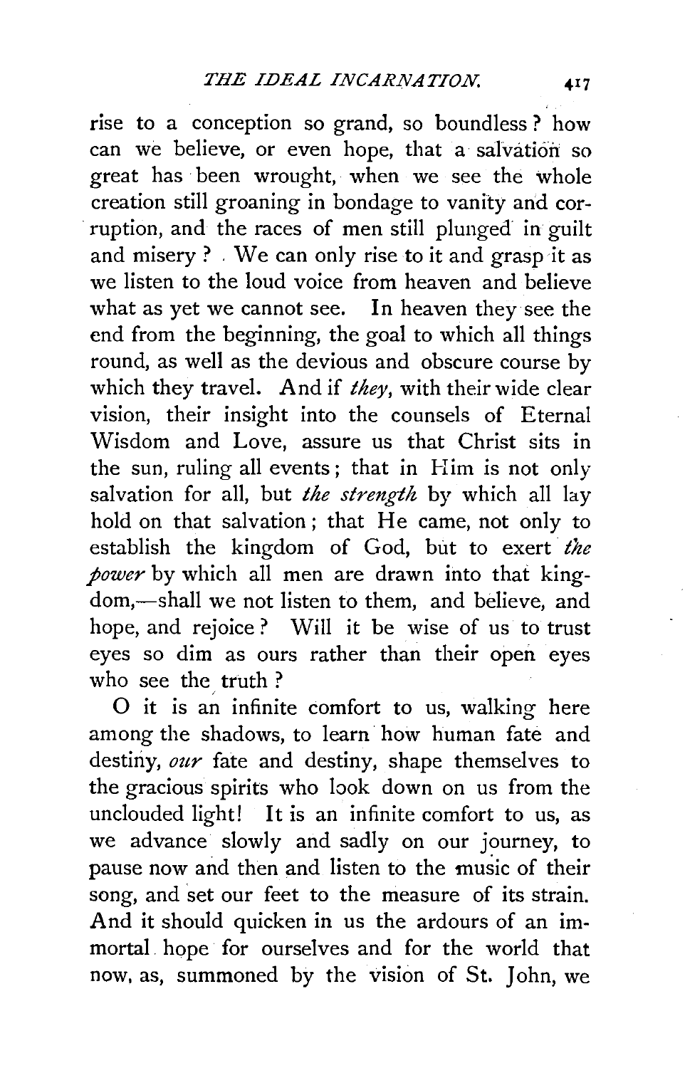rise to a conception so grand, so boundless? how can we believe, or even hope, that a salvation so great has been wrought, when we see the whole creation still groaning in bondage to vanity and corruption, and the races of men still plunged in guilt and misery? We can only rise to it and grasp it as we listen to the loud voice from heaven and believe what as yet we cannot see. In heaven they see the end from the beginning, the goal to which all things round, as well as the devious and obscure course by which they travel. And if *they*, with their wide clear vision, their insight into the counsels of Eternal Wisdom and Love, assure us that Christ sits in the sun, ruling all events; that in Him is not only salvation for all, but *the strength* by which all lay hold on that salvation; that He came, not only to establish the kingdom of God, but to exert *the power* by which all men are drawn into that kingdom,—shall we not listen to them, and believe, and hope, and rejoice? Will it be wise of us to trust eyes so dim as ours rather than their open eyes who see the truth?

O it is an infinite comfort to us, walking here among the shadows, to learn how human fate and destiny, *our* fate and destiny, shape themselves to the gracious spirits who look down on us from the unclouded light! It is an infinite comfort to us, as we advance slowly and sadly on our journey, to pause now and then and listen to the music of their song, and set our feet to the measure of its strain. And it should quicken in us the ardours of an immortal hope for ourselves and for the world that now, as, summoned by the vision of St. John, we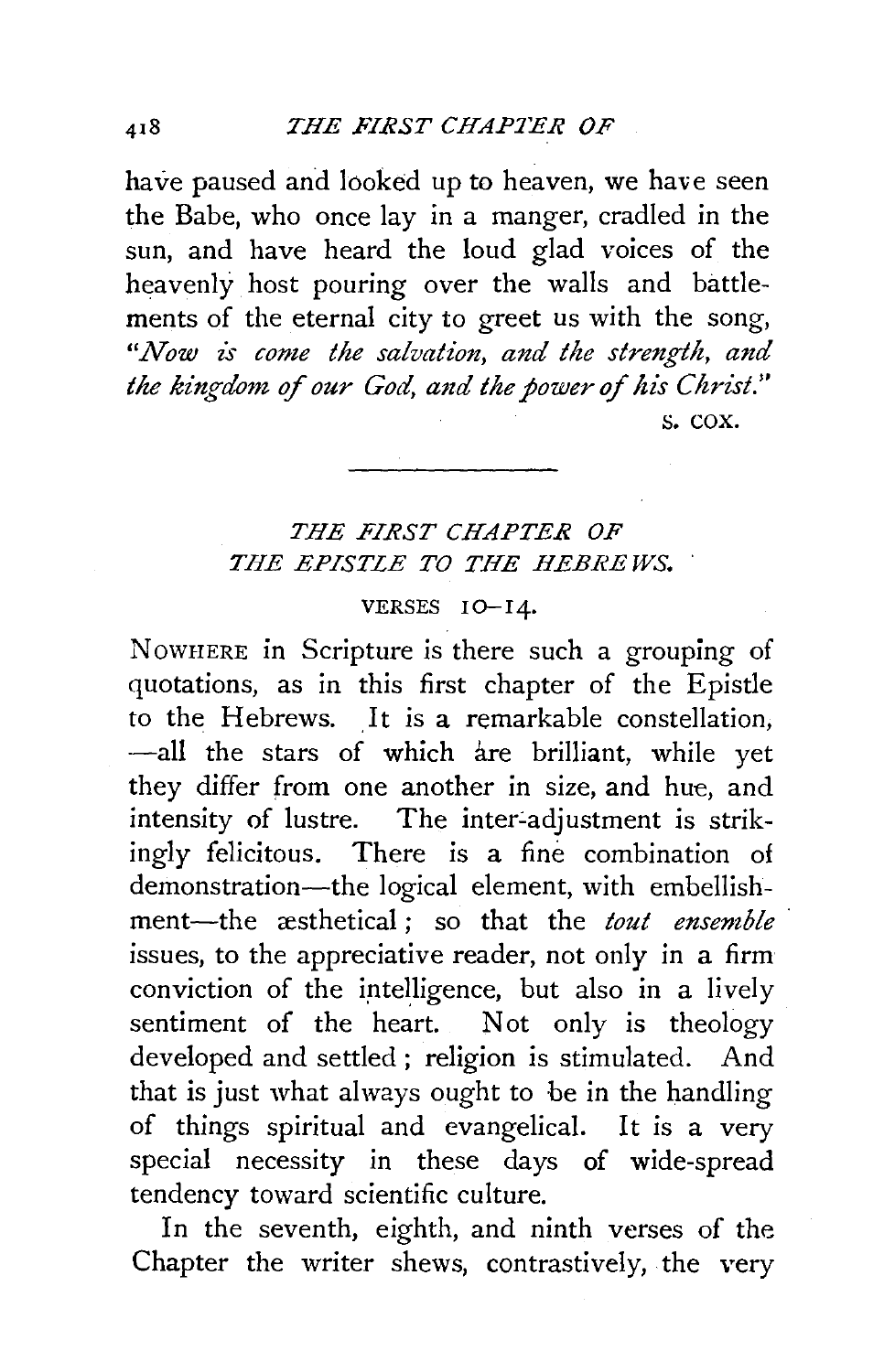have paused and looked up to heaven, we have seen the Babe, who once lay in a manger, cradled in the sun, and have heard the loud glad voices of the heavenly host pouring over the walls and battlements of the eternal city to greet us with the song, "*Now is come the salvation, and the strength, and the kingdom of our God, and the power of his Christ.*"

S. COX.

---

## *THE FIRST CHAPTER OF THE EPISTLE TO THE HEBREWS.*

### VERSES 10–14.

NOWHERE in Scripture is there such a grouping of quotations, as in this first chapter of the Epistle to the Hebrews. It is a remarkable constellation, —all the stars of which are brilliant, while yet they differ from one another in size, and hue, and intensity of lustre. The inter-adjustment is strikingly felicitous. There is a fine combination of demonstration—the logical element, with embellishment—the æsthetical; so that the *tout ensemble* issues, to the appreciative reader, not only in a firm conviction of the intelligence, but also in a lively sentiment of the heart. Not only is theology developed and settled; religion is stimulated. And that is just what always ought to be in the handling of things spiritual and evangelical. It is a very special necessity in these days of wide-spread tendency toward scientific culture.

In the seventh, eighth, and ninth verses of the Chapter the writer shews, contrastively, the very